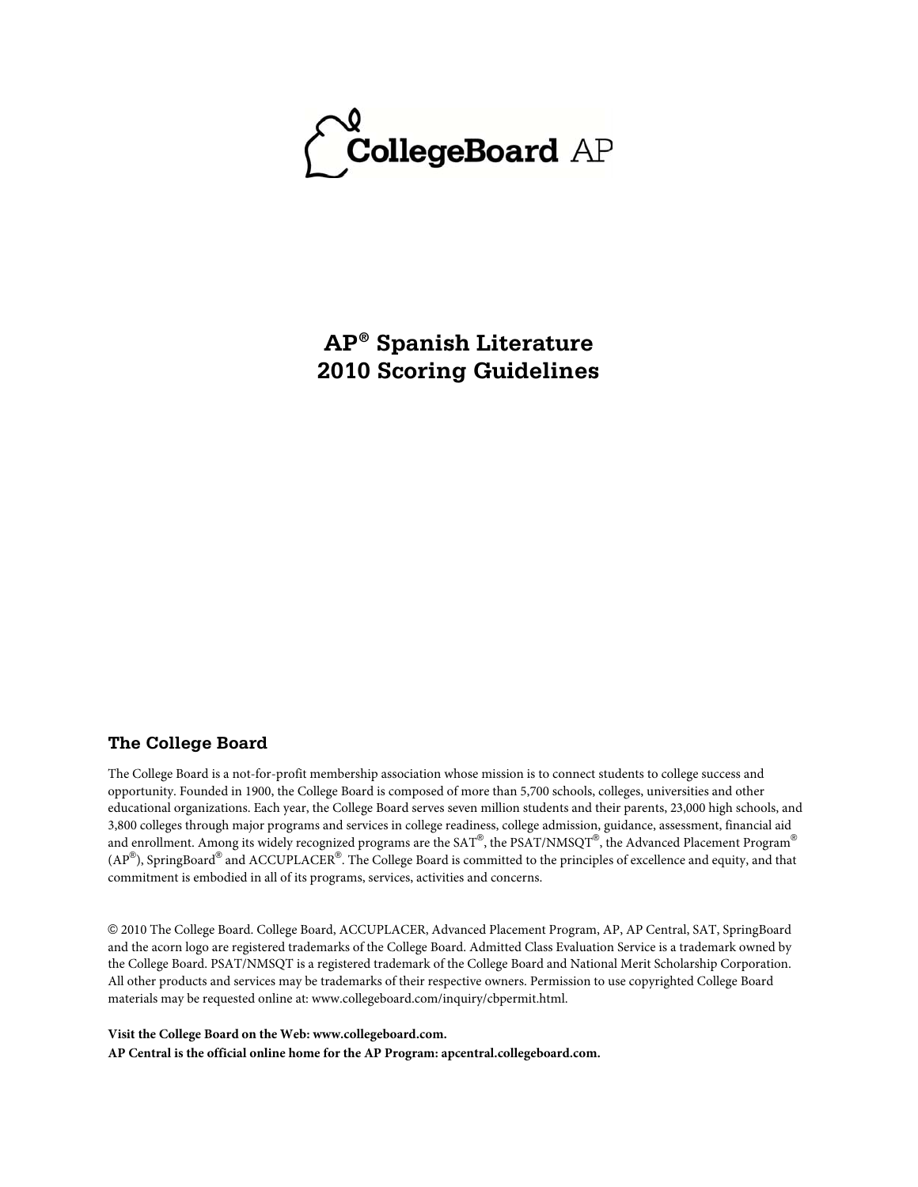CollegeBoard AP

# AP® Spanish Literature 2010 Scoring Guidelines

## The College Board

The College Board is a not-for-profit membership association whose mission is to connect students to college success and opportunity. Founded in 1900, the College Board is composed of more than 5,700 schools, colleges, universities and other educational organizations. Each year, the College Board serves seven million students and their parents, 23,000 high schools, and 3,800 colleges through major programs and services in college readiness, college admission, guidance, assessment, financial aid and enrollment. Among its widely recognized programs are the SAT®, the PSAT/NMSQT®, the Advanced Placement Program® (AP®), SpringBoard® and ACCUPLACER®. The College Board is committed to the principles of excellence and equity, and that commitment is embodied in all of its programs, services, activities and concerns.

© 2010 The College Board. College Board, ACCUPLACER, Advanced Placement Program, AP, AP Central, SAT, SpringBoard and the acorn logo are registered trademarks of the College Board. Admitted Class Evaluation Service is a trademark owned by the College Board. PSAT/NMSQT is a registered trademark of the College Board and National Merit Scholarship Corporation. All other products and services may be trademarks of their respective owners. Permission to use copyrighted College Board materials may be requested online at: www.collegeboard.com/inquiry/cbpermit.html.

**Visit the College Board on the Web: www.collegeboard.com.**
**AP Central is the official online home for the AP Program: apcentral.collegeboard.com.**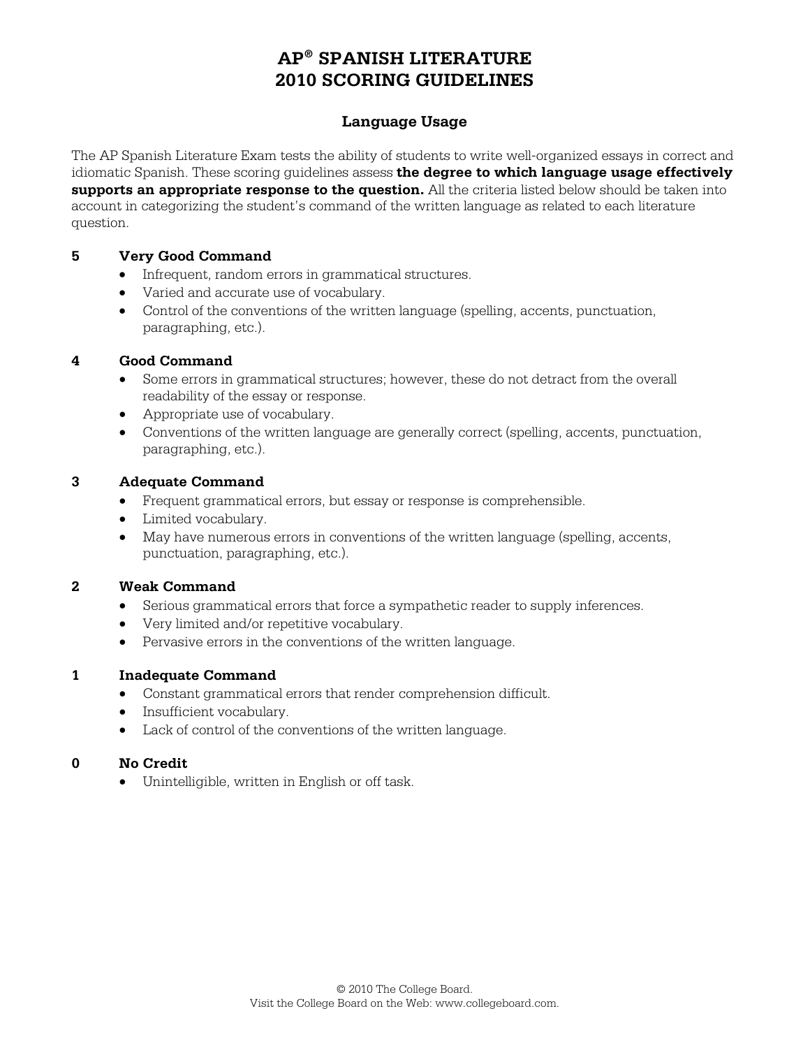# AP® SPANISH LITERATURE
# 2010 SCORING GUIDELINES

## Language Usage

The AP Spanish Literature Exam tests the ability of students to write well-organized essays in correct and idiomatic Spanish. These scoring guidelines assess **the degree to which language usage effectively supports an appropriate response to the question.** All the criteria listed below should be taken into account in categorizing the student's command of the written language as related to each literature question.

### 5 Very Good Command

- Infrequent, random errors in grammatical structures.
- Varied and accurate use of vocabulary.
- Control of the conventions of the written language (spelling, accents, punctuation, paragraphing, etc.).

### 4 Good Command

- Some errors in grammatical structures; however, these do not detract from the overall readability of the essay or response.
- Appropriate use of vocabulary.
- Conventions of the written language are generally correct (spelling, accents, punctuation, paragraphing, etc.).

### 3 Adequate Command

- Frequent grammatical errors, but essay or response is comprehensible.
- Limited vocabulary.
- May have numerous errors in conventions of the written language (spelling, accents, punctuation, paragraphing, etc.).

### 2 Weak Command

- Serious grammatical errors that force a sympathetic reader to supply inferences.
- Very limited and/or repetitive vocabulary.
- Pervasive errors in the conventions of the written language.

### 1 Inadequate Command

- Constant grammatical errors that render comprehension difficult.
- Insufficient vocabulary.
- Lack of control of the conventions of the written language.

### 0 No Credit

- Unintelligible, written in English or off task.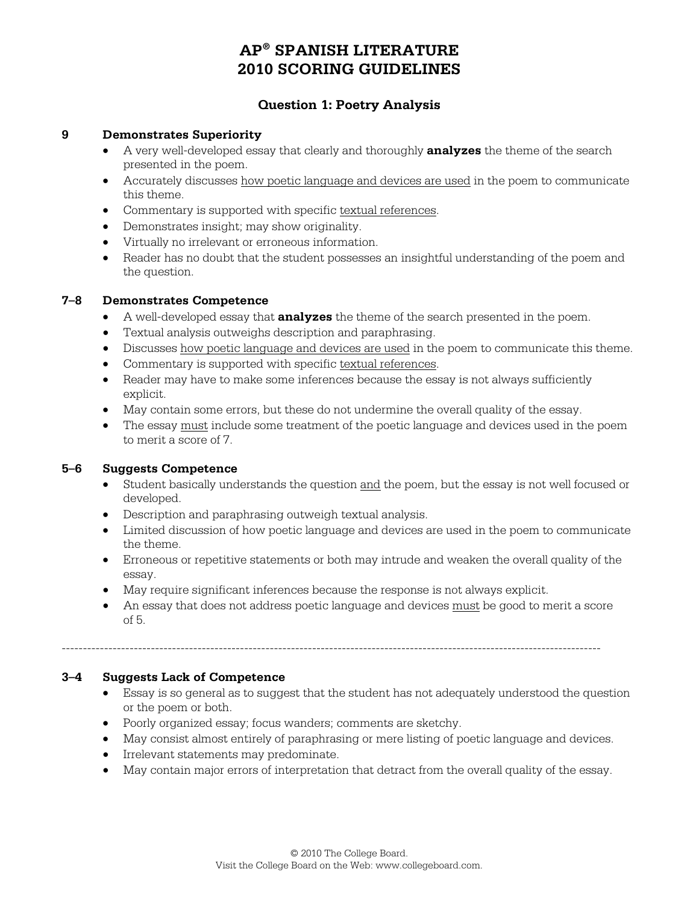# AP® SPANISH LITERATURE
# 2010 SCORING GUIDELINES

## Question 1: Poetry Analysis

### 9 Demonstrates Superiority

- A very well-developed essay that clearly and thoroughly **analyzes** the theme of the search presented in the poem.
- Accurately discusses how poetic language and devices are used in the poem to communicate this theme.
- Commentary is supported with specific textual references.
- Demonstrates insight; may show originality.
- Virtually no irrelevant or erroneous information.
- Reader has no doubt that the student possesses an insightful understanding of the poem and the question.

### 7–8 Demonstrates Competence

- A well-developed essay that **analyzes** the theme of the search presented in the poem.
- Textual analysis outweighs description and paraphrasing.
- Discusses how poetic language and devices are used in the poem to communicate this theme.
- Commentary is supported with specific textual references.
- Reader may have to make some inferences because the essay is not always sufficiently explicit.
- May contain some errors, but these do not undermine the overall quality of the essay.
- The essay must include some treatment of the poetic language and devices used in the poem to merit a score of 7.

### 5–6 Suggests Competence

- Student basically understands the question and the poem, but the essay is not well focused or developed.
- Description and paraphrasing outweigh textual analysis.
- Limited discussion of how poetic language and devices are used in the poem to communicate the theme.
- Erroneous or repetitive statements or both may intrude and weaken the overall quality of the essay.
- May require significant inferences because the response is not always explicit.
- An essay that does not address poetic language and devices must be good to merit a score of 5.

---

### 3–4 Suggests Lack of Competence

- Essay is so general as to suggest that the student has not adequately understood the question or the poem or both.
- Poorly organized essay; focus wanders; comments are sketchy.
- May consist almost entirely of paraphrasing or mere listing of poetic language and devices.
- Irrelevant statements may predominate.
- May contain major errors of interpretation that detract from the overall quality of the essay.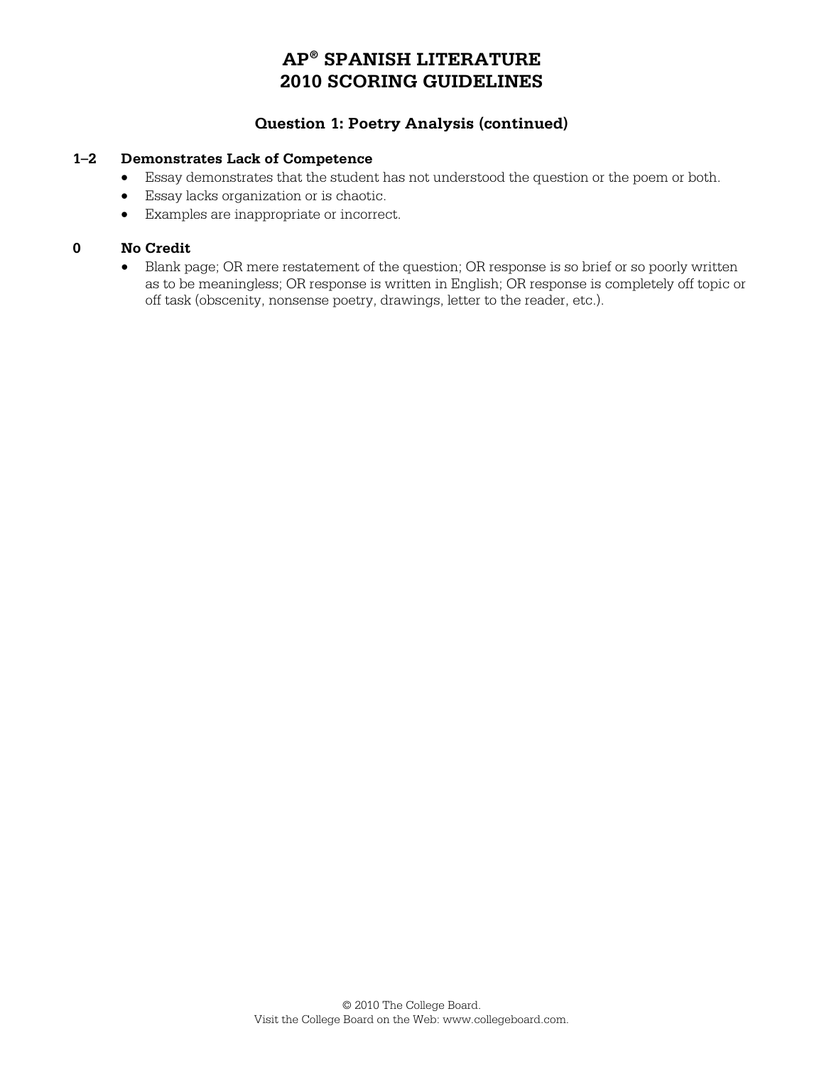# AP® SPANISH LITERATURE
# 2010 SCORING GUIDELINES

### Question 1: Poetry Analysis (continued)

**1–2 Demonstrates Lack of Competence**

- Essay demonstrates that the student has not understood the question or the poem or both.
- Essay lacks organization or is chaotic.
- Examples are inappropriate or incorrect.

**0 No Credit**

- Blank page; OR mere restatement of the question; OR response is so brief or so poorly written as to be meaningless; OR response is written in English; OR response is completely off topic or off task (obscenity, nonsense poetry, drawings, letter to the reader, etc.).

© 2010 The College Board.
Visit the College Board on the Web: www.collegeboard.com.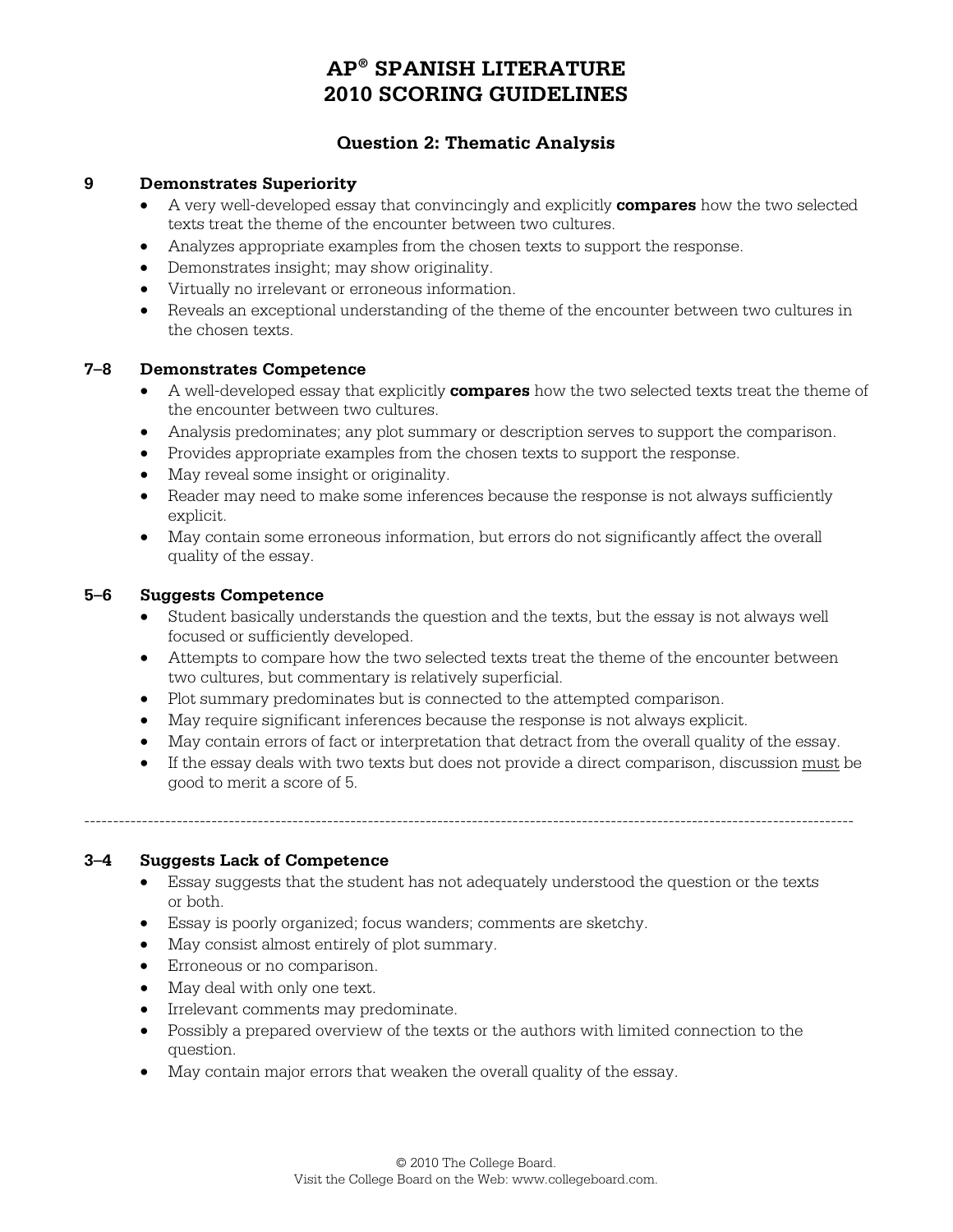# AP® SPANISH LITERATURE
# 2010 SCORING GUIDELINES

## Question 2: Thematic Analysis

### 9 Demonstrates Superiority

- A very well-developed essay that convincingly and explicitly **compares** how the two selected texts treat the theme of the encounter between two cultures.
- Analyzes appropriate examples from the chosen texts to support the response.
- Demonstrates insight; may show originality.
- Virtually no irrelevant or erroneous information.
- Reveals an exceptional understanding of the theme of the encounter between two cultures in the chosen texts.

### 7–8 Demonstrates Competence

- A well-developed essay that explicitly **compares** how the two selected texts treat the theme of the encounter between two cultures.
- Analysis predominates; any plot summary or description serves to support the comparison.
- Provides appropriate examples from the chosen texts to support the response.
- May reveal some insight or originality.
- Reader may need to make some inferences because the response is not always sufficiently explicit.
- May contain some erroneous information, but errors do not significantly affect the overall quality of the essay.

### 5–6 Suggests Competence

- Student basically understands the question and the texts, but the essay is not always well focused or sufficiently developed.
- Attempts to compare how the two selected texts treat the theme of the encounter between two cultures, but commentary is relatively superficial.
- Plot summary predominates but is connected to the attempted comparison.
- May require significant inferences because the response is not always explicit.
- May contain errors of fact or interpretation that detract from the overall quality of the essay.
- If the essay deals with two texts but does not provide a direct comparison, discussion must be good to merit a score of 5.

---

### 3–4 Suggests Lack of Competence

- Essay suggests that the student has not adequately understood the question or the texts or both.
- Essay is poorly organized; focus wanders; comments are sketchy.
- May consist almost entirely of plot summary.
- Erroneous or no comparison.
- May deal with only one text.
- Irrelevant comments may predominate.
- Possibly a prepared overview of the texts or the authors with limited connection to the question.
- May contain major errors that weaken the overall quality of the essay.

© 2010 The College Board.
Visit the College Board on the Web: www.collegeboard.com.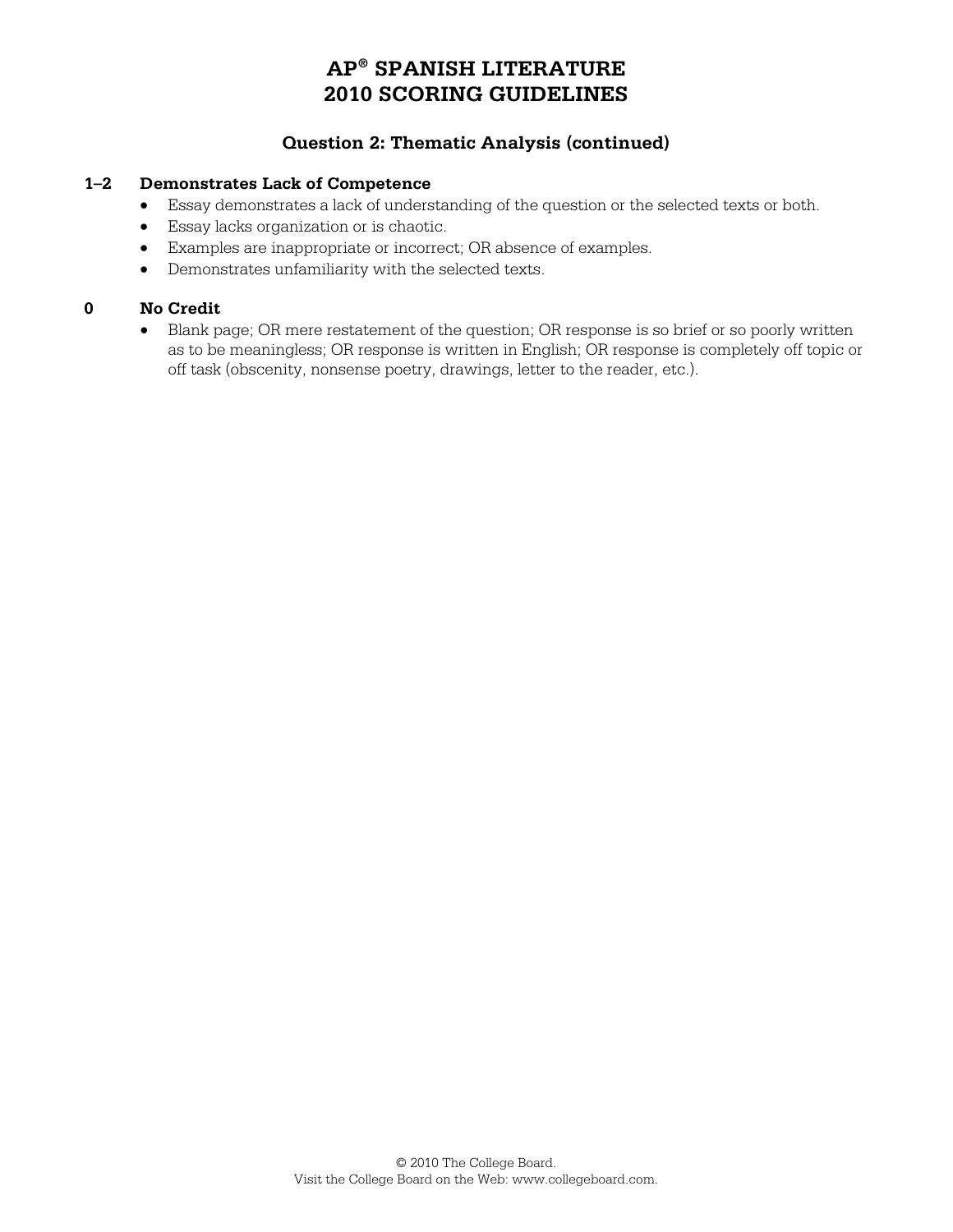# AP® SPANISH LITERATURE
# 2010 SCORING GUIDELINES

## Question 2: Thematic Analysis (continued)

### 1–2 Demonstrates Lack of Competence

- Essay demonstrates a lack of understanding of the question or the selected texts or both.
- Essay lacks organization or is chaotic.
- Examples are inappropriate or incorrect; OR absence of examples.
- Demonstrates unfamiliarity with the selected texts.

### 0 No Credit

- Blank page; OR mere restatement of the question; OR response is so brief or so poorly written as to be meaningless; OR response is written in English; OR response is completely off topic or off task (obscenity, nonsense poetry, drawings, letter to the reader, etc.).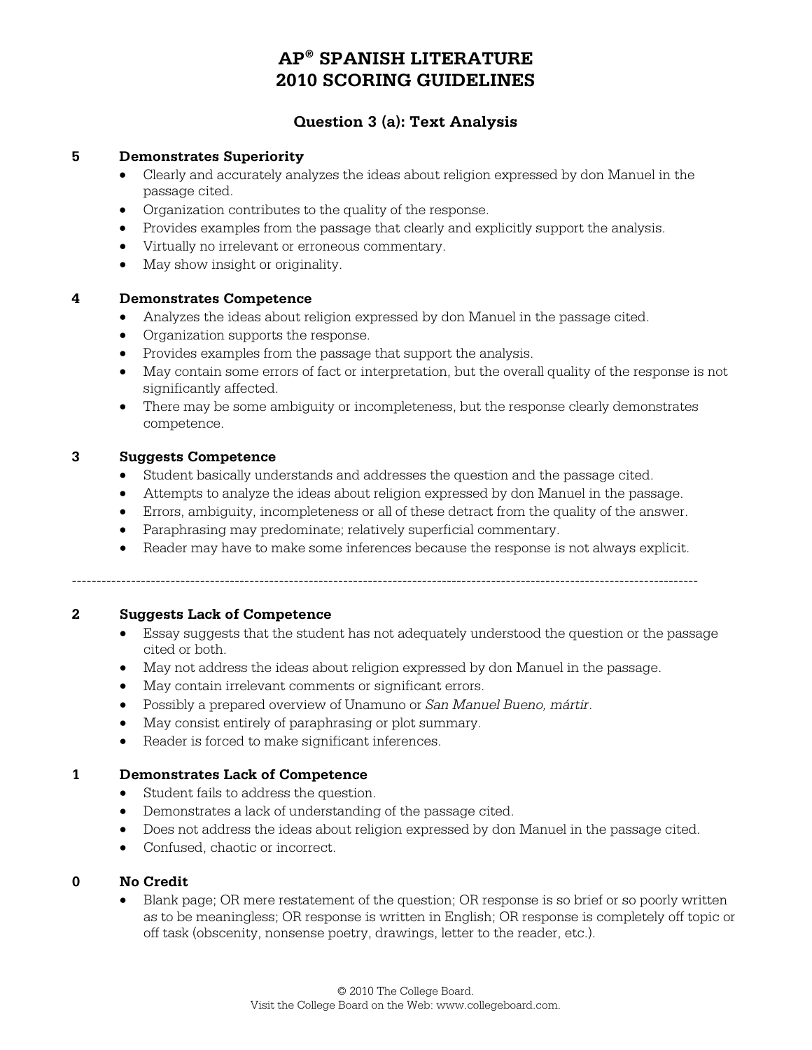# AP® SPANISH LITERATURE
# 2010 SCORING GUIDELINES

## Question 3 (a): Text Analysis

**5 Demonstrates Superiority**

- Clearly and accurately analyzes the ideas about religion expressed by don Manuel in the passage cited.
- Organization contributes to the quality of the response.
- Provides examples from the passage that clearly and explicitly support the analysis.
- Virtually no irrelevant or erroneous commentary.
- May show insight or originality.

**4 Demonstrates Competence**

- Analyzes the ideas about religion expressed by don Manuel in the passage cited.
- Organization supports the response.
- Provides examples from the passage that support the analysis.
- May contain some errors of fact or interpretation, but the overall quality of the response is not significantly affected.
- There may be some ambiguity or incompleteness, but the response clearly demonstrates competence.

**3 Suggests Competence**

- Student basically understands and addresses the question and the passage cited.
- Attempts to analyze the ideas about religion expressed by don Manuel in the passage.
- Errors, ambiguity, incompleteness or all of these detract from the quality of the answer.
- Paraphrasing may predominate; relatively superficial commentary.
- Reader may have to make some inferences because the response is not always explicit.

---

**2 Suggests Lack of Competence**

- Essay suggests that the student has not adequately understood the question or the passage cited or both.
- May not address the ideas about religion expressed by don Manuel in the passage.
- May contain irrelevant comments or significant errors.
- Possibly a prepared overview of Unamuno or *San Manuel Bueno, mártir*.
- May consist entirely of paraphrasing or plot summary.
- Reader is forced to make significant inferences.

**1 Demonstrates Lack of Competence**

- Student fails to address the question.
- Demonstrates a lack of understanding of the passage cited.
- Does not address the ideas about religion expressed by don Manuel in the passage cited.
- Confused, chaotic or incorrect.

**0 No Credit**

- Blank page; OR mere restatement of the question; OR response is so brief or so poorly written as to be meaningless; OR response is written in English; OR response is completely off topic or off task (obscenity, nonsense poetry, drawings, letter to the reader, etc.).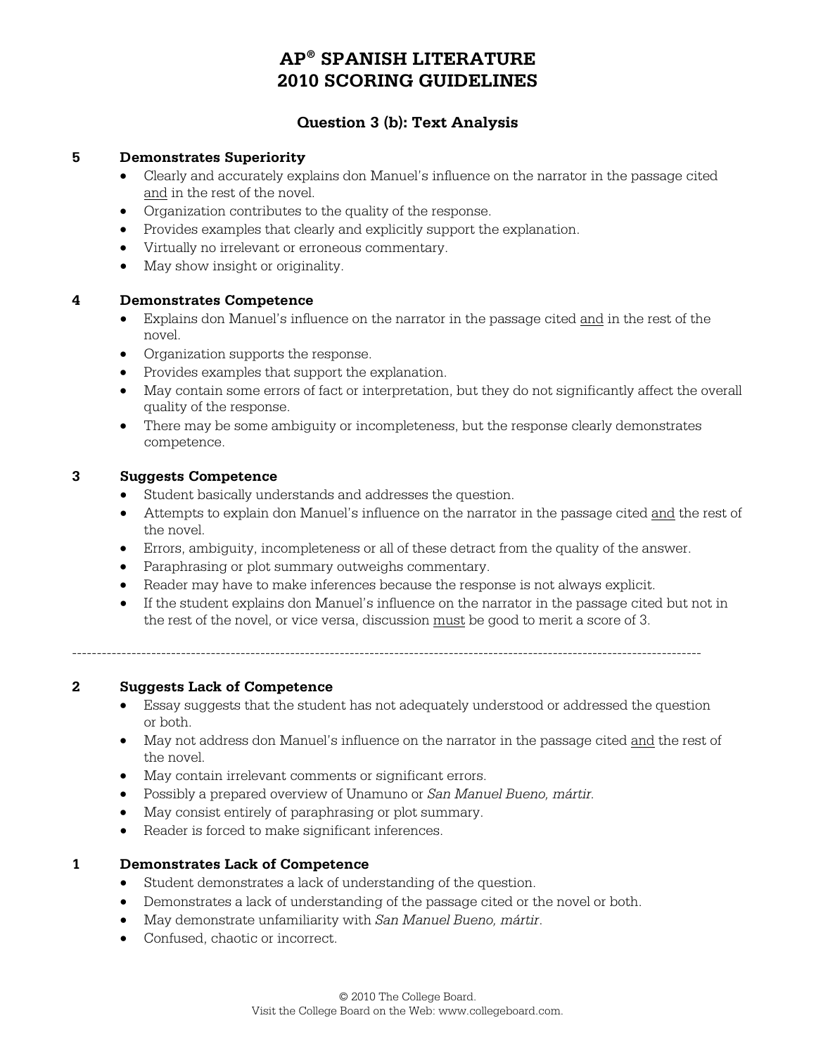# AP® SPANISH LITERATURE
# 2010 SCORING GUIDELINES

## Question 3 (b): Text Analysis

### 5 Demonstrates Superiority

- Clearly and accurately explains don Manuel's influence on the narrator in the passage cited and in the rest of the novel.
- Organization contributes to the quality of the response.
- Provides examples that clearly and explicitly support the explanation.
- Virtually no irrelevant or erroneous commentary.
- May show insight or originality.

### 4 Demonstrates Competence

- Explains don Manuel's influence on the narrator in the passage cited and in the rest of the novel.
- Organization supports the response.
- Provides examples that support the explanation.
- May contain some errors of fact or interpretation, but they do not significantly affect the overall quality of the response.
- There may be some ambiguity or incompleteness, but the response clearly demonstrates competence.

### 3 Suggests Competence

- Student basically understands and addresses the question.
- Attempts to explain don Manuel's influence on the narrator in the passage cited and the rest of the novel.
- Errors, ambiguity, incompleteness or all of these detract from the quality of the answer.
- Paraphrasing or plot summary outweighs commentary.
- Reader may have to make inferences because the response is not always explicit.
- If the student explains don Manuel's influence on the narrator in the passage cited but not in the rest of the novel, or vice versa, discussion must be good to merit a score of 3.

---

### 2 Suggests Lack of Competence

- Essay suggests that the student has not adequately understood or addressed the question or both.
- May not address don Manuel's influence on the narrator in the passage cited and the rest of the novel.
- May contain irrelevant comments or significant errors.
- Possibly a prepared overview of Unamuno or *San Manuel Bueno, mártir.*
- May consist entirely of paraphrasing or plot summary.
- Reader is forced to make significant inferences.

### 1 Demonstrates Lack of Competence

- Student demonstrates a lack of understanding of the question.
- Demonstrates a lack of understanding of the passage cited or the novel or both.
- May demonstrate unfamiliarity with *San Manuel Bueno, mártir*.
- Confused, chaotic or incorrect.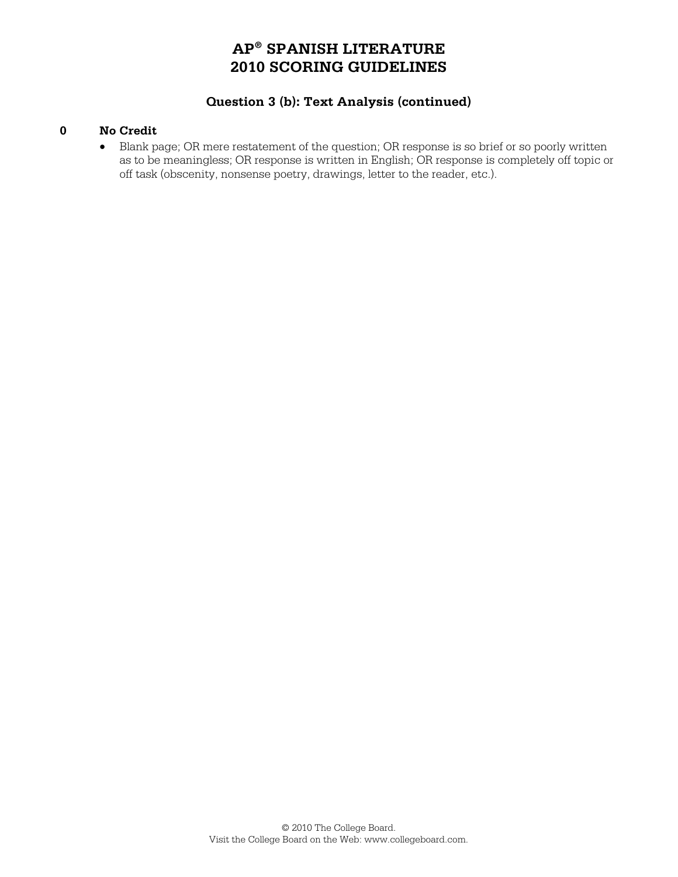# AP® SPANISH LITERATURE
# 2010 SCORING GUIDELINES

### Question 3 (b): Text Analysis (continued)

**0 No Credit**

- Blank page; OR mere restatement of the question; OR response is so brief or so poorly written as to be meaningless; OR response is written in English; OR response is completely off topic or off task (obscenity, nonsense poetry, drawings, letter to the reader, etc.).